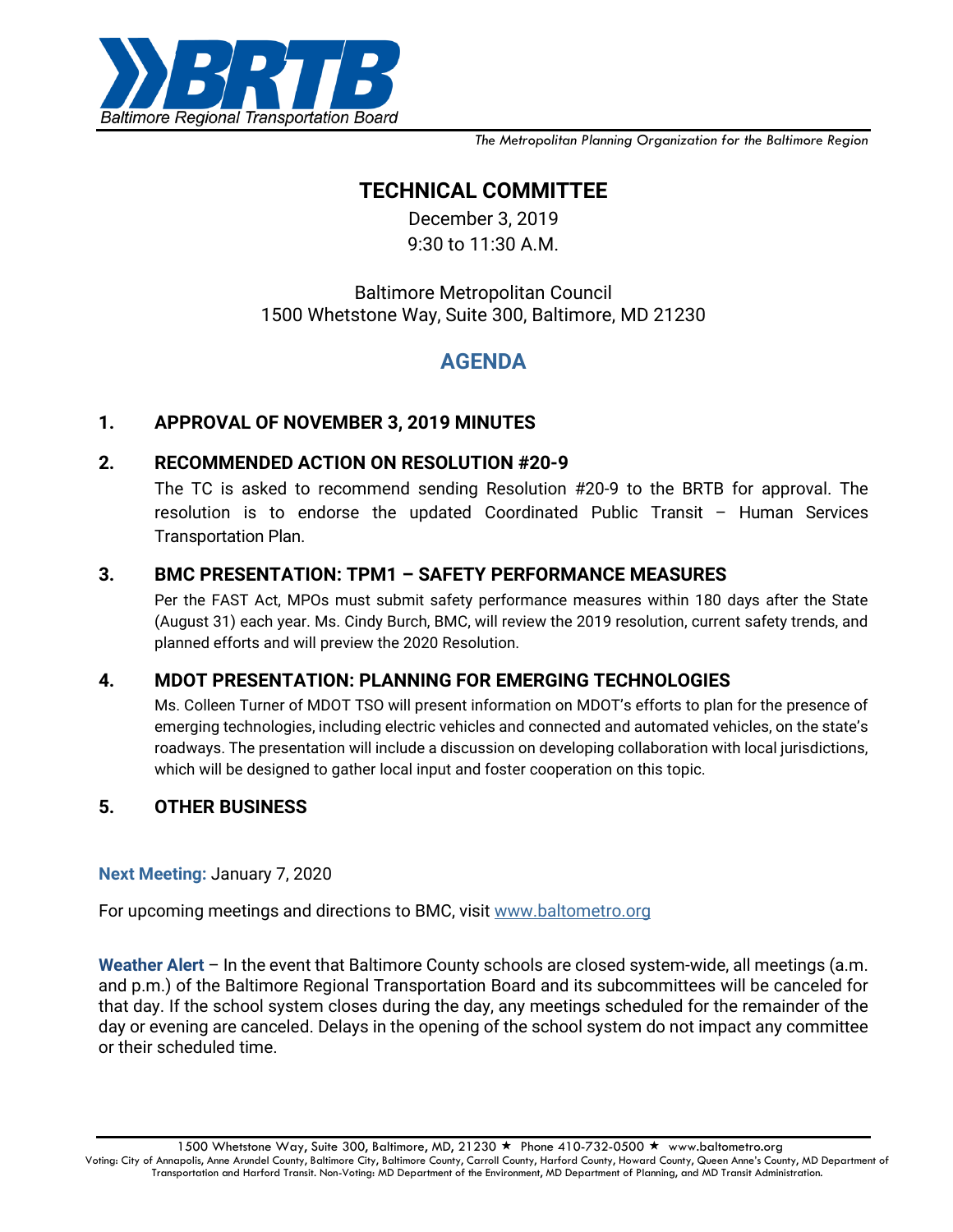Baltimore Regional Transportation Board

*The Metropolitan Planning Organization for the Baltimore Region*

# TECHNICAL COMMITTEE

December 3, 2019
9:30 to 11:30 A.M.

Baltimore Metropolitan Council
1500 Whetstone Way, Suite 300, Baltimore, MD 21230

## AGENDA

### 1. APPROVAL OF NOVEMBER 3, 2019 MINUTES

### 2. RECOMMENDED ACTION ON RESOLUTION #20-9

The TC is asked to recommend sending Resolution #20-9 to the BRTB for approval. The resolution is to endorse the updated Coordinated Public Transit – Human Services Transportation Plan.

### 3. BMC PRESENTATION: TPM1 – SAFETY PERFORMANCE MEASURES

Per the FAST Act, MPOs must submit safety performance measures within 180 days after the State (August 31) each year. Ms. Cindy Burch, BMC, will review the 2019 resolution, current safety trends, and planned efforts and will preview the 2020 Resolution.

### 4. MDOT PRESENTATION: PLANNING FOR EMERGING TECHNOLOGIES

Ms. Colleen Turner of MDOT TSO will present information on MDOT's efforts to plan for the presence of emerging technologies, including electric vehicles and connected and automated vehicles, on the state's roadways. The presentation will include a discussion on developing collaboration with local jurisdictions, which will be designed to gather local input and foster cooperation on this topic.

### 5. OTHER BUSINESS

**Next Meeting:** January 7, 2020

For upcoming meetings and directions to BMC, visit www.baltometro.org

**Weather Alert** – In the event that Baltimore County schools are closed system-wide, all meetings (a.m. and p.m.) of the Baltimore Regional Transportation Board and its subcommittees will be canceled for that day. If the school system closes during the day, any meetings scheduled for the remainder of the day or evening are canceled. Delays in the opening of the school system do not impact any committee or their scheduled time.

1500 Whetstone Way, Suite 300, Baltimore, MD, 21230 ★ Phone 410-732-0500 ★ www.baltometro.org
Voting: City of Annapolis, Anne Arundel County, Baltimore City, Baltimore County, Carroll County, Harford County, Howard County, Queen Anne's County, MD Department of Transportation and Harford Transit. Non-Voting: MD Department of the Environment, MD Department of Planning, and MD Transit Administration.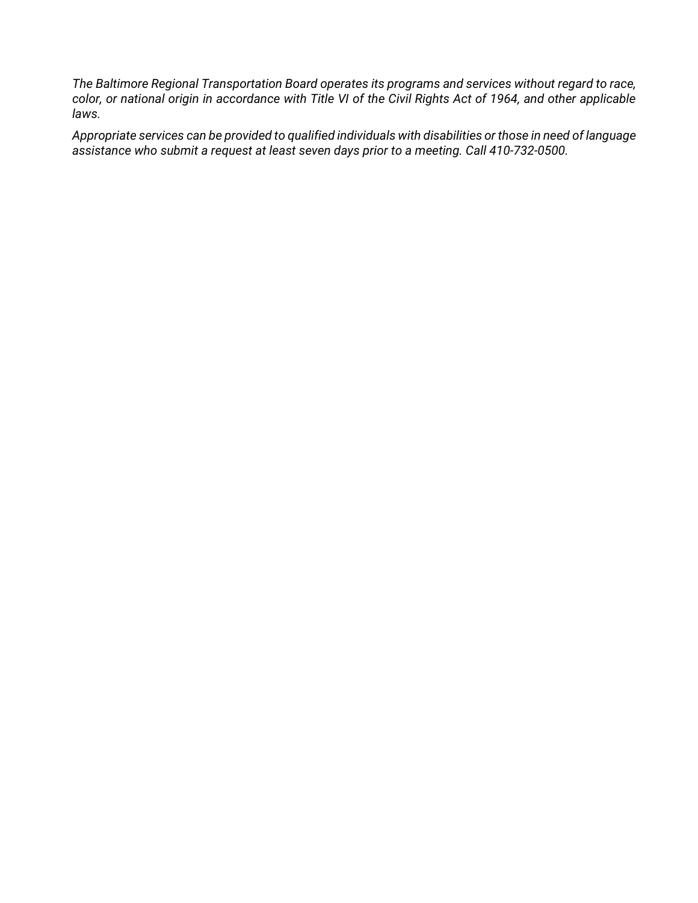*The Baltimore Regional Transportation Board operates its programs and services without regard to race, color, or national origin in accordance with Title VI of the Civil Rights Act of 1964, and other applicable laws.*

*Appropriate services can be provided to qualified individuals with disabilities or those in need of language assistance who submit a request at least seven days prior to a meeting. Call 410-732-0500.*